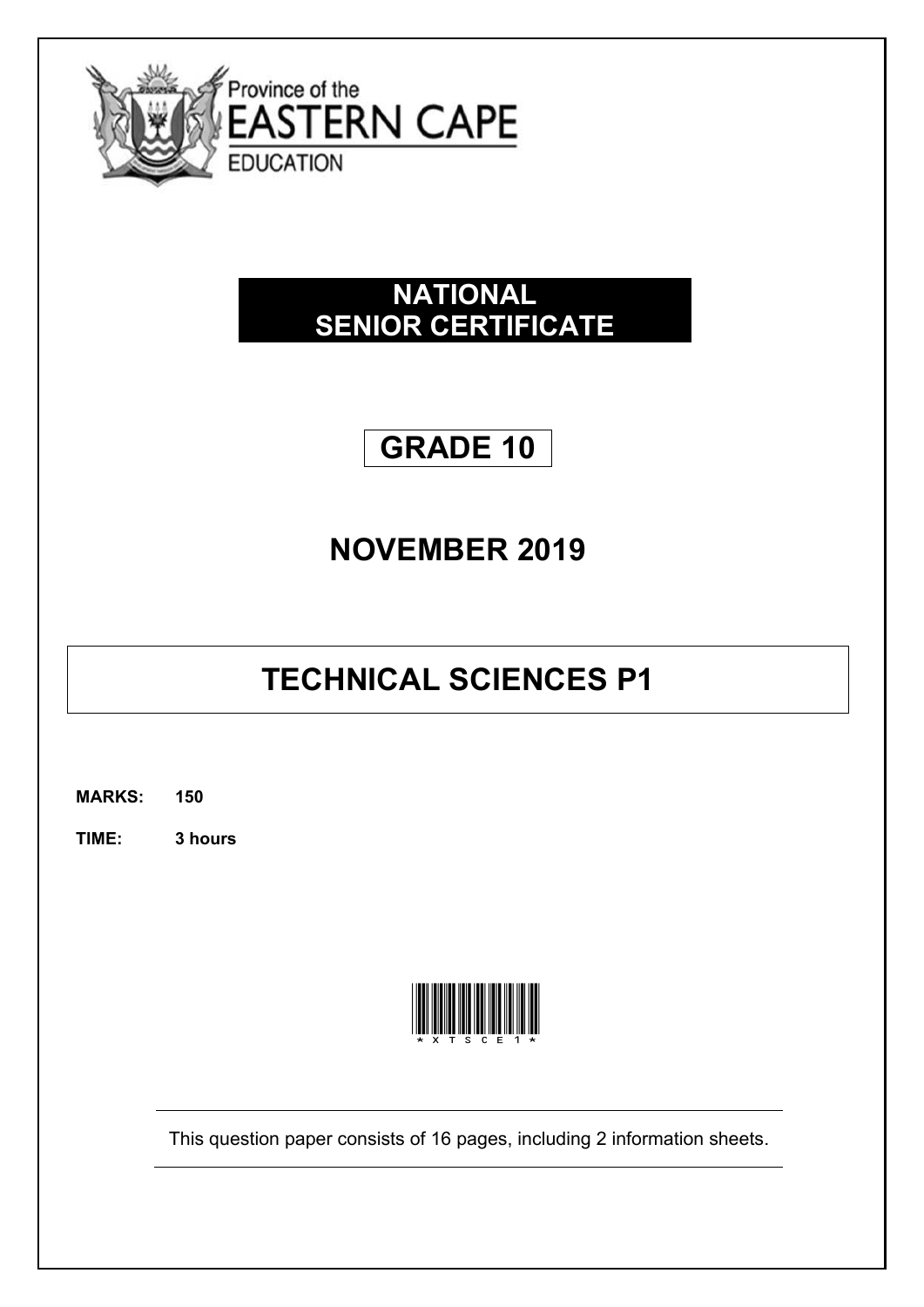Province of the
EASTERN CAPE
EDUCATION

# NATIONAL SENIOR CERTIFICATE

# GRADE 10

## NOVEMBER 2019

# TECHNICAL SCIENCES P1

**MARKS: 150**

**TIME: 3 hours**

\* X T S C E 1 \*

This question paper consists of 16 pages, including 2 information sheets.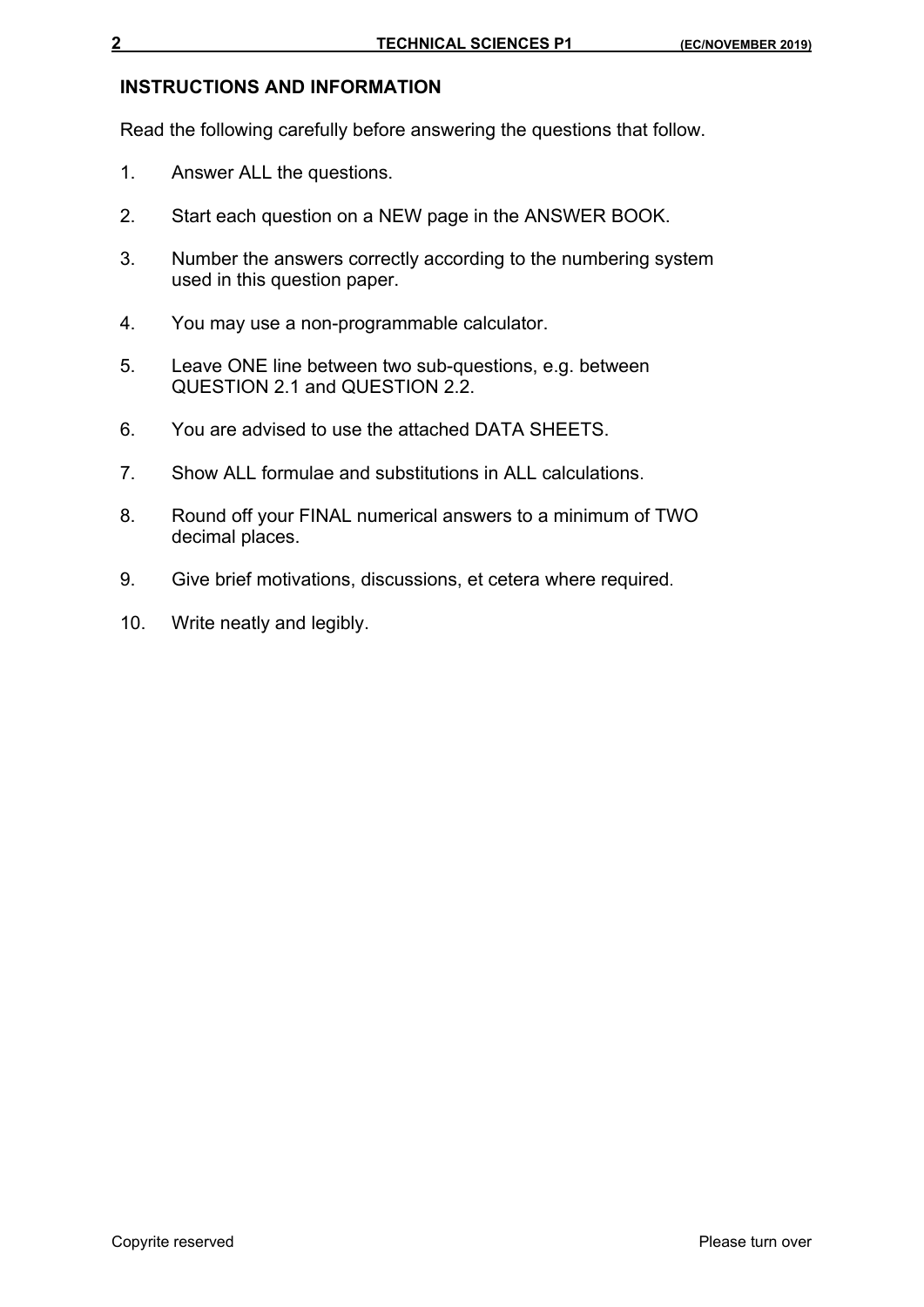## INSTRUCTIONS AND INFORMATION

Read the following carefully before answering the questions that follow.

1. Answer ALL the questions.
2. Start each question on a NEW page in the ANSWER BOOK.
3. Number the answers correctly according to the numbering system used in this question paper.
4. You may use a non-programmable calculator.
5. Leave ONE line between two sub-questions, e.g. between QUESTION 2.1 and QUESTION 2.2.
6. You are advised to use the attached DATA SHEETS.
7. Show ALL formulae and substitutions in ALL calculations.
8. Round off your FINAL numerical answers to a minimum of TWO decimal places.
9. Give brief motivations, discussions, et cetera where required.
10. Write neatly and legibly.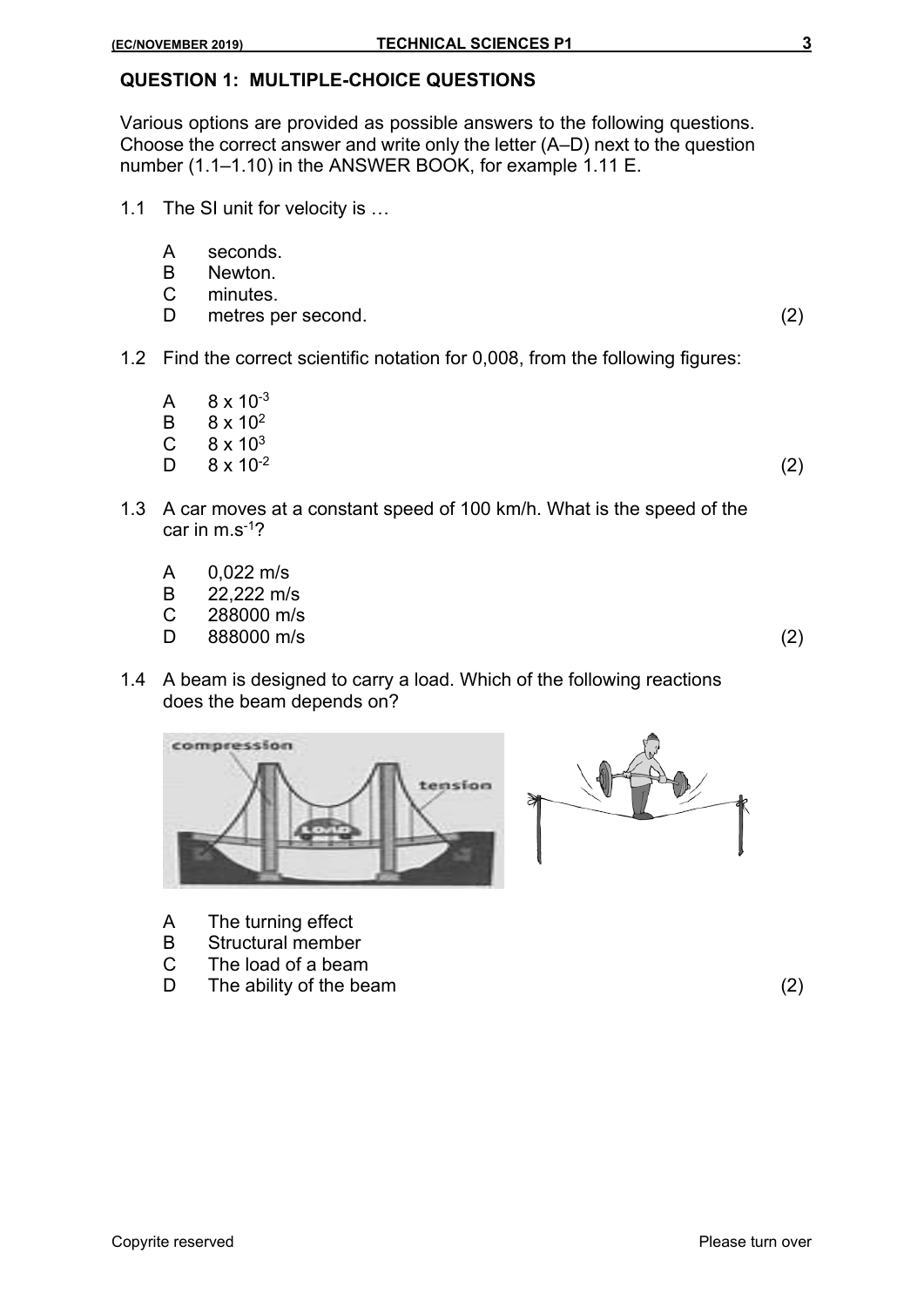## QUESTION 1: MULTIPLE-CHOICE QUESTIONS

Various options are provided as possible answers to the following questions. Choose the correct answer and write only the letter (A–D) next to the question number (1.1–1.10) in the ANSWER BOOK, for example 1.11 E.

1.1 The SI unit for velocity is …

A seconds.
B Newton.
C minutes.
D metres per second. (2)

1.2 Find the correct scientific notation for 0,008, from the following figures:

A $8 \times 10^{-3}$
B $8 \times 10^{2}$
C $8 \times 10^{3}$
D $8 \times 10^{-2}$ (2)

1.3 A car moves at a constant speed of 100 km/h. What is the speed of the car in $m.s^{-1}$?

A 0,022 m/s
B 22,222 m/s
C 288000 m/s
D 888000 m/s (2)

1.4 A beam is designed to carry a load. Which of the following reactions does the beam depends on?

A The turning effect
B Structural member
C The load of a beam
D The ability of the beam (2)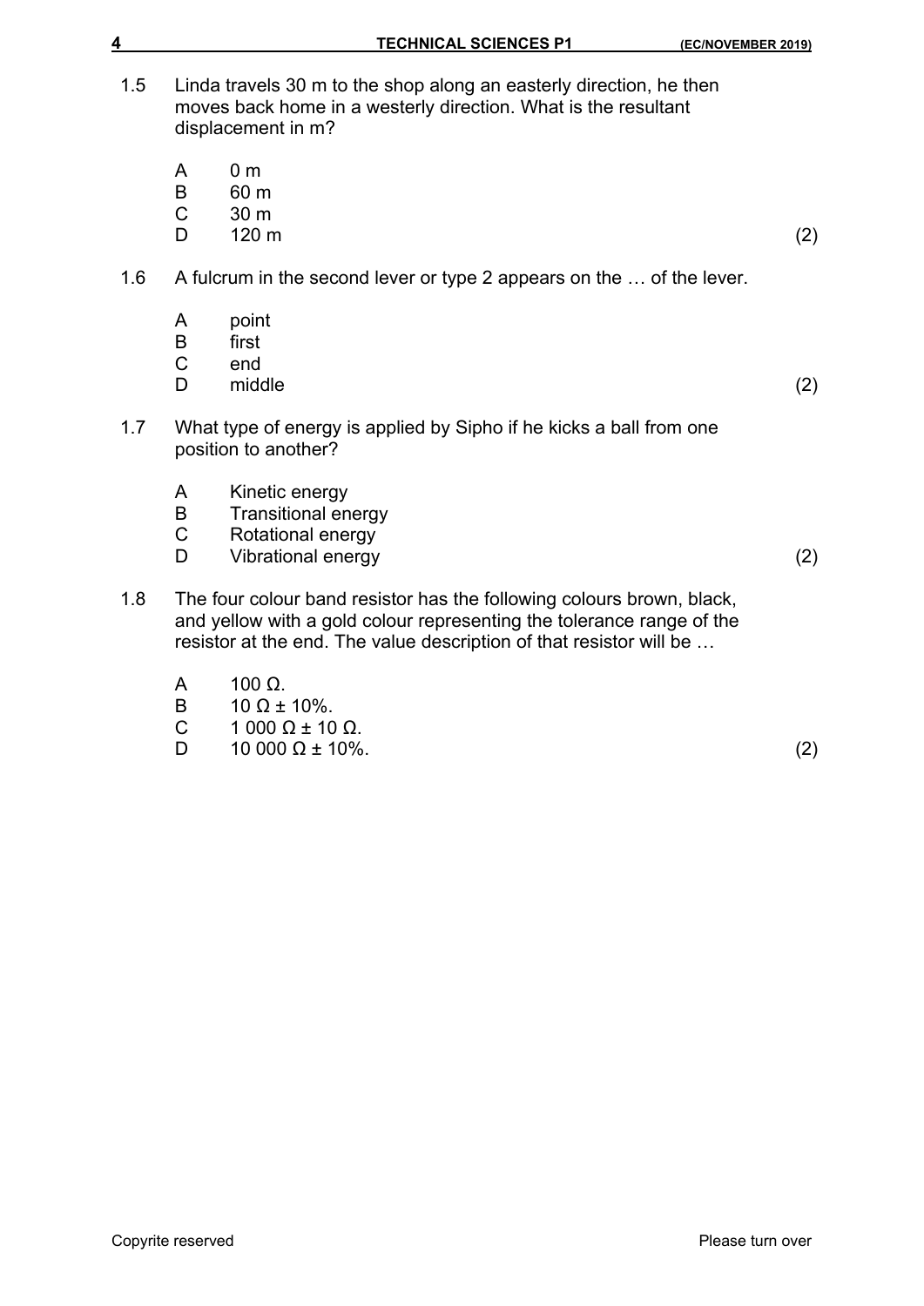1.5 Linda travels 30 m to the shop along an easterly direction, he then moves back home in a westerly direction. What is the resultant displacement in m?

A 0 m
B 60 m
C 30 m
D 120 m (2)

1.6 A fulcrum in the second lever or type 2 appears on the … of the lever.

A point
B first
C end
D middle (2)

1.7 What type of energy is applied by Sipho if he kicks a ball from one position to another?

A Kinetic energy
B Transitional energy
C Rotational energy
D Vibrational energy (2)

1.8 The four colour band resistor has the following colours brown, black, and yellow with a gold colour representing the tolerance range of the resistor at the end. The value description of that resistor will be …

A 100 Ω.
B 10 Ω ± 10%.
C 1 000 Ω ± 10 Ω.
D 10 000 Ω ± 10%. (2)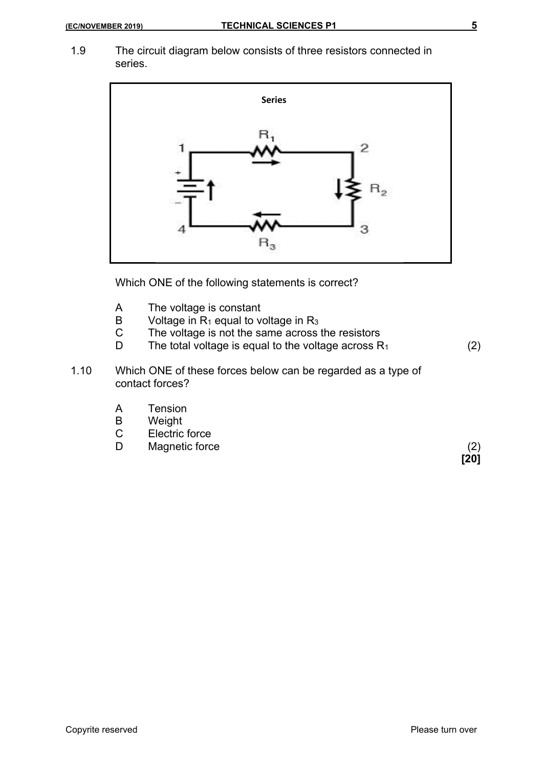1.9 The circuit diagram below consists of three resistors connected in series.

Which ONE of the following statements is correct?

A The voltage is constant
B Voltage in $R_1$ equal to voltage in $R_3$
C The voltage is not the same across the resistors
D The total voltage is equal to the voltage across $R_1$ (2)

1.10 Which ONE of these forces below can be regarded as a type of contact forces?

A Tension
B Weight
C Electric force
D Magnetic force (2)

**[20]**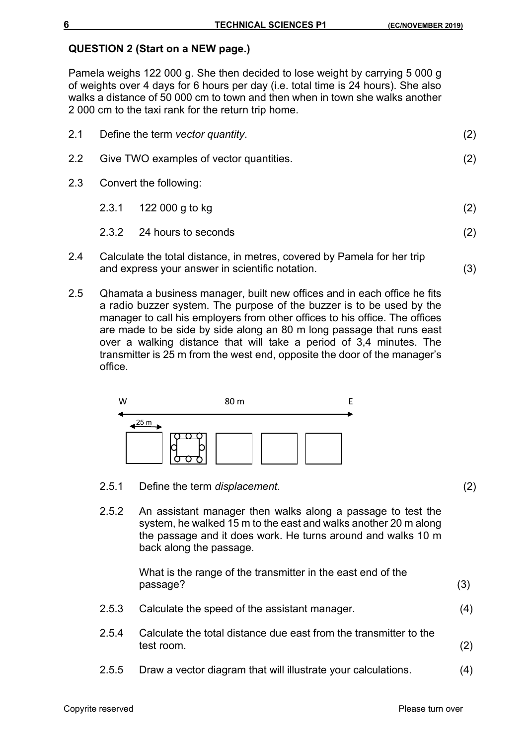**QUESTION 2 (Start on a NEW page.)**

Pamela weighs 122 000 g. She then decided to lose weight by carrying 5 000 g of weights over 4 days for 6 hours per day (i.e. total time is 24 hours). She also walks a distance of 50 000 cm to town and then when in town she walks another 2 000 cm to the taxi rank for the return trip home.

2.1 Define the term *vector quantity*. (2)

2.2 Give TWO examples of vector quantities. (2)

2.3 Convert the following:

2.3.1 122 000 g to kg (2)

2.3.2 24 hours to seconds (2)

2.4 Calculate the total distance, in metres, covered by Pamela for her trip and express your answer in scientific notation. (3)

2.5 Qhamata a business manager, built new offices and in each office he fits a radio buzzer system. The purpose of the buzzer is to be used by the manager to call his employers from other offices to his office. The offices are made to be side by side along an 80 m long passage that runs east over a walking distance that will take a period of 3,4 minutes. The transmitter is 25 m from the west end, opposite the door of the manager's office.

W 80 m E

25 m

2.5.1 Define the term *displacement*. (2)

2.5.2 An assistant manager then walks along a passage to test the system, he walked 15 m to the east and walks another 20 m along the passage and it does work. He turns around and walks 10 m back along the passage.

What is the range of the transmitter in the east end of the passage? (3)

2.5.3 Calculate the speed of the assistant manager. (4)

2.5.4 Calculate the total distance due east from the transmitter to the test room. (2)

2.5.5 Draw a vector diagram that will illustrate your calculations. (4)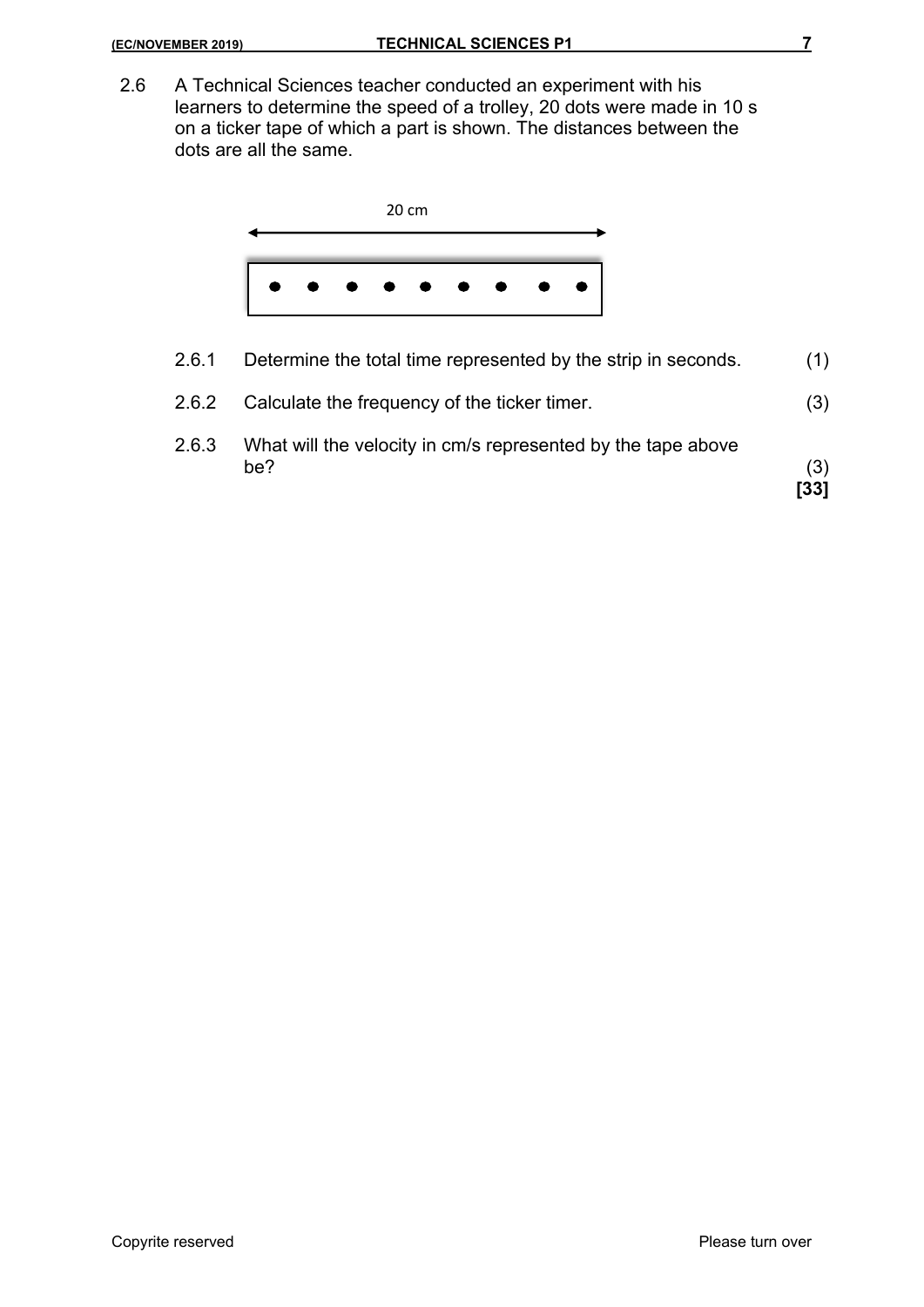2.6 A Technical Sciences teacher conducted an experiment with his learners to determine the speed of a trolley, 20 dots were made in 10 s on a ticker tape of which a part is shown. The distances between the dots are all the same.

20 cm

2.6.1 Determine the total time represented by the strip in seconds. (1)

2.6.2 Calculate the frequency of the ticker timer. (3)

2.6.3 What will the velocity in cm/s represented by the tape above be? (3)

**[33]**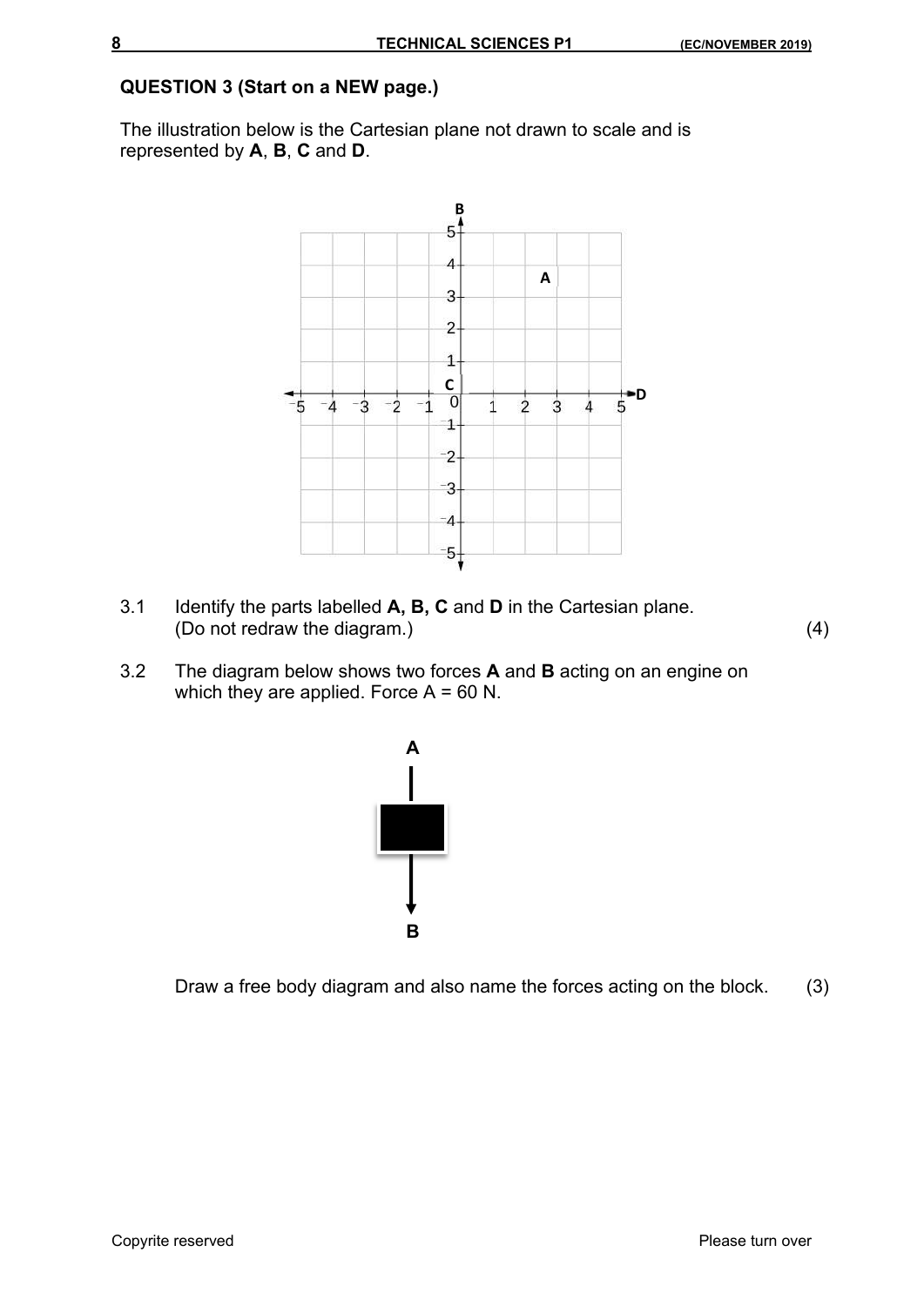## QUESTION 3 (Start on a NEW page.)

The illustration below is the Cartesian plane not drawn to scale and is represented by **A**, **B**, **C** and **D**.

3.1 Identify the parts labelled **A, B, C** and **D** in the Cartesian plane. (Do not redraw the diagram.) (4)

3.2 The diagram below shows two forces **A** and **B** acting on an engine on which they are applied. Force A = 60 N.

Draw a free body diagram and also name the forces acting on the block. (3)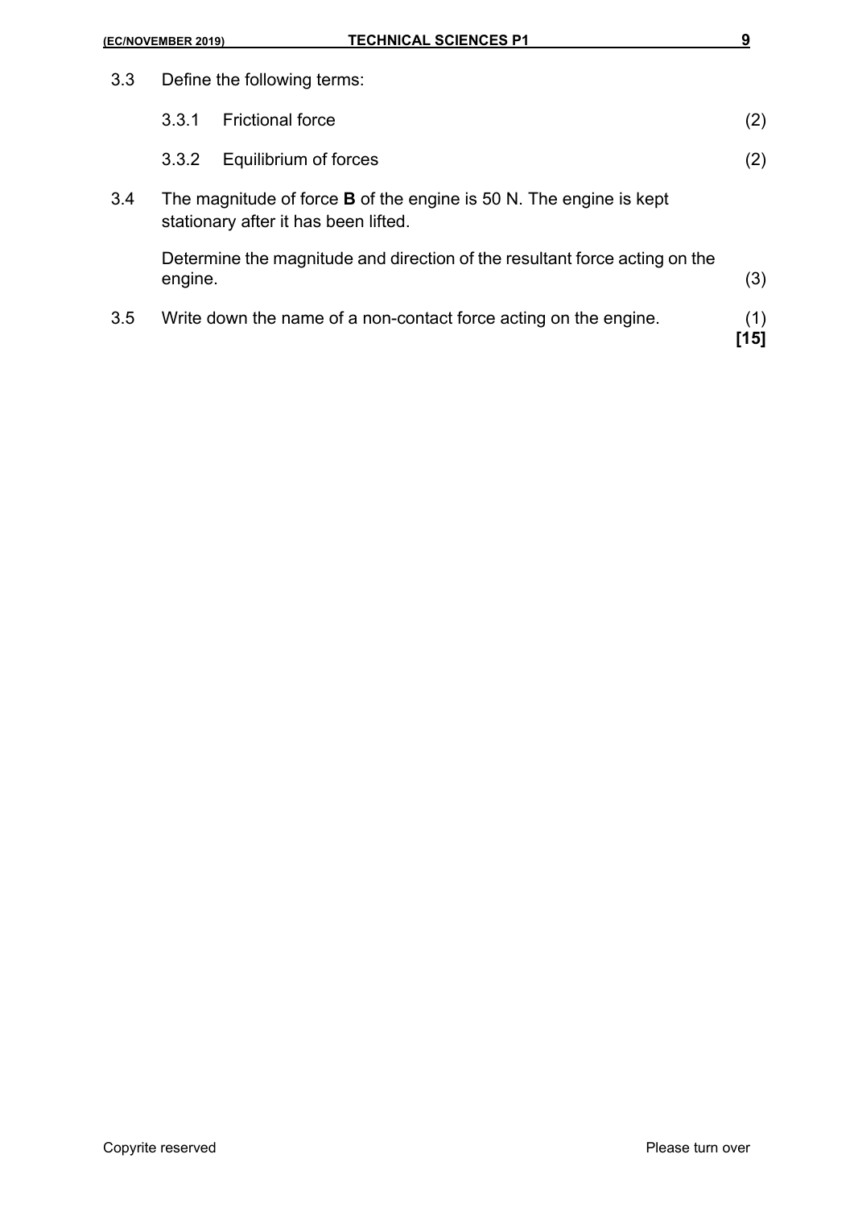3.3 Define the following terms:

 3.3.1 Frictional force (2)

 3.3.2 Equilibrium of forces (2)

3.4 The magnitude of force **B** of the engine is 50 N. The engine is kept stationary after it has been lifted.

 Determine the magnitude and direction of the resultant force acting on the engine. (3)

3.5 Write down the name of a non-contact force acting on the engine. (1)

**[15]**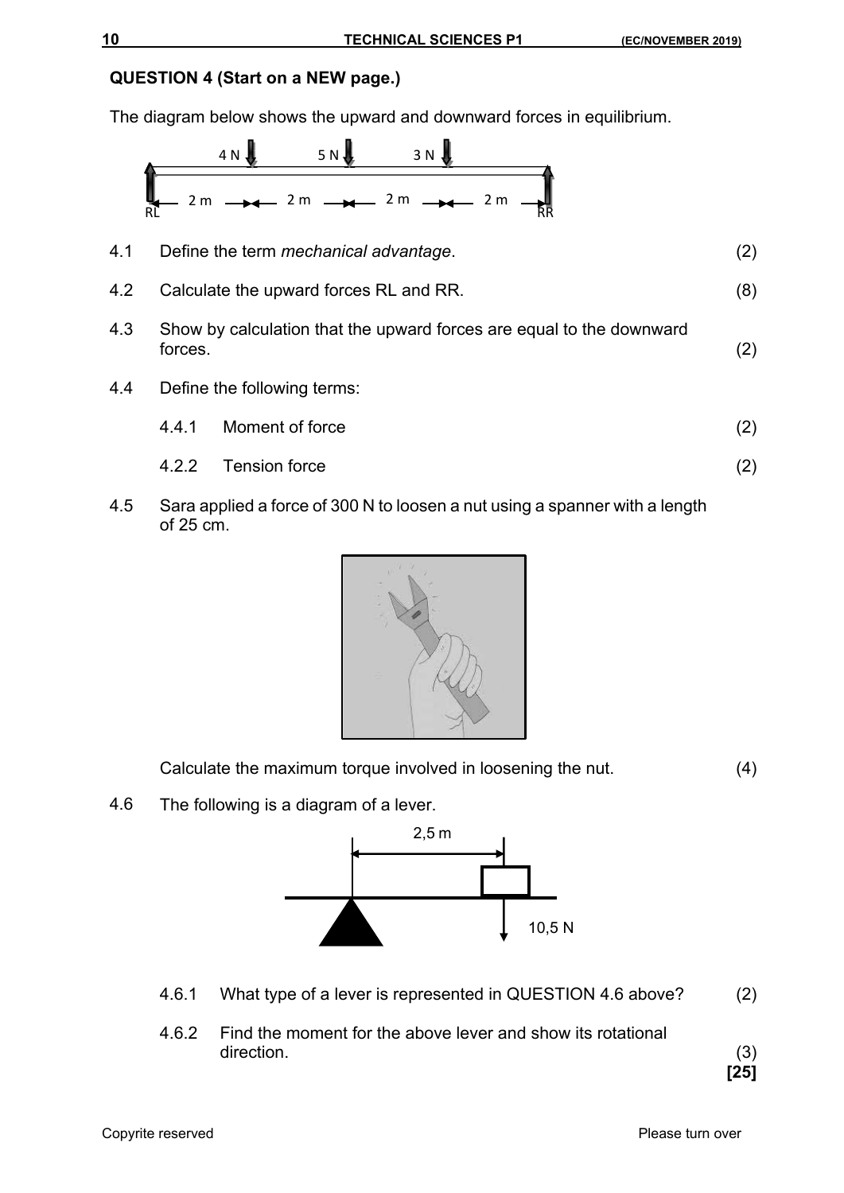## QUESTION 4 (Start on a NEW page.)

The diagram below shows the upward and downward forces in equilibrium.

4.1 Define the term *mechanical advantage*. (2)

4.2 Calculate the upward forces RL and RR. (8)

4.3 Show by calculation that the upward forces are equal to the downward forces. (2)

4.4 Define the following terms:

4.4.1 Moment of force (2)

4.2.2 Tension force (2)

4.5 Sara applied a force of 300 N to loosen a nut using a spanner with a length of 25 cm.

Calculate the maximum torque involved in loosening the nut. (4)

4.6 The following is a diagram of a lever.

4.6.1 What type of a lever is represented in QUESTION 4.6 above? (2)

4.6.2 Find the moment for the above lever and show its rotational direction. (3)

**[25]**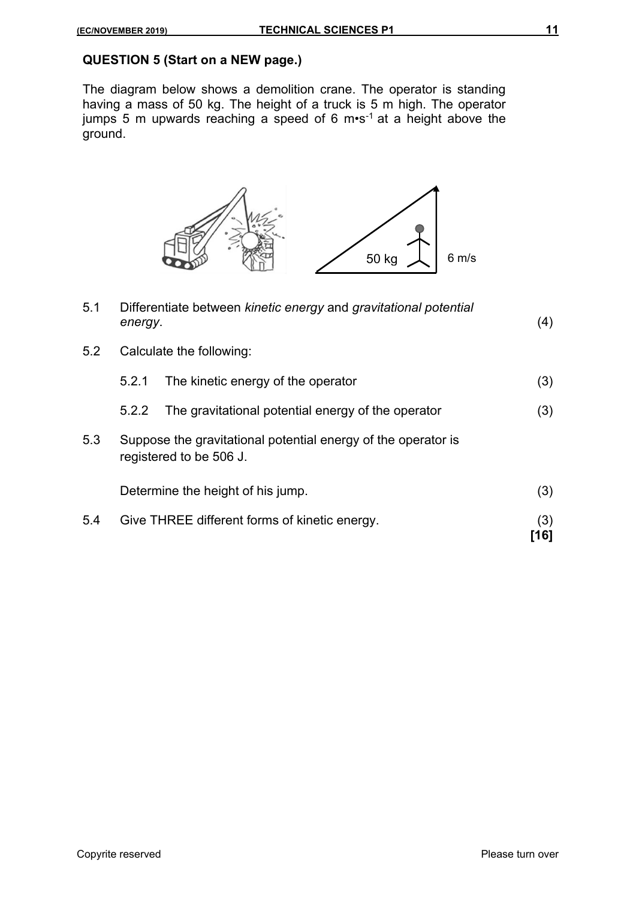## QUESTION 5 (Start on a NEW page.)

The diagram below shows a demolition crane. The operator is standing having a mass of 50 kg. The height of a truck is 5 m high. The operator jumps 5 m upwards reaching a speed of 6 m•s$^{-1}$ at a height above the ground.

50 kg 6 m/s

5.1 Differentiate between *kinetic energy* and *gravitational potential energy*. (4)

5.2 Calculate the following:

- 5.2.1 The kinetic energy of the operator (3)
- 5.2.2 The gravitational potential energy of the operator (3)

5.3 Suppose the gravitational potential energy of the operator is registered to be 506 J.

Determine the height of his jump. (3)

5.4 Give THREE different forms of kinetic energy. (3)

**[16]**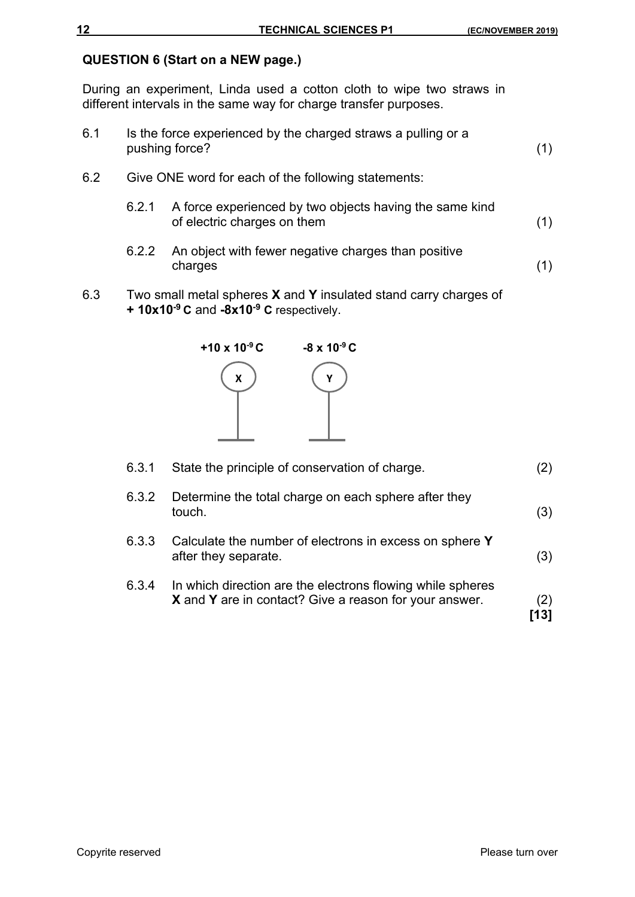## QUESTION 6 (Start on a NEW page.)

During an experiment, Linda used a cotton cloth to wipe two straws in different intervals in the same way for charge transfer purposes.

6.1 Is the force experienced by the charged straws a pulling or a pushing force? (1)

6.2 Give ONE word for each of the following statements:

6.2.1 A force experienced by two objects having the same kind of electric charges on them (1)

6.2.2 An object with fewer negative charges than positive charges (1)

6.3 Two small metal spheres **X** and **Y** insulated stand carry charges of **+ 10x10$^{-9}$ C** and **-8x10$^{-9}$ C** respectively.

**+10 x 10$^{-9}$ C** **-8 x 10$^{-9}$ C**

X Y

6.3.1 State the principle of conservation of charge. (2)

6.3.2 Determine the total charge on each sphere after they touch. (3)

6.3.3 Calculate the number of electrons in excess on sphere **Y** after they separate. (3)

6.3.4 In which direction are the electrons flowing while spheres **X** and **Y** are in contact? Give a reason for your answer. (2)

**[13]**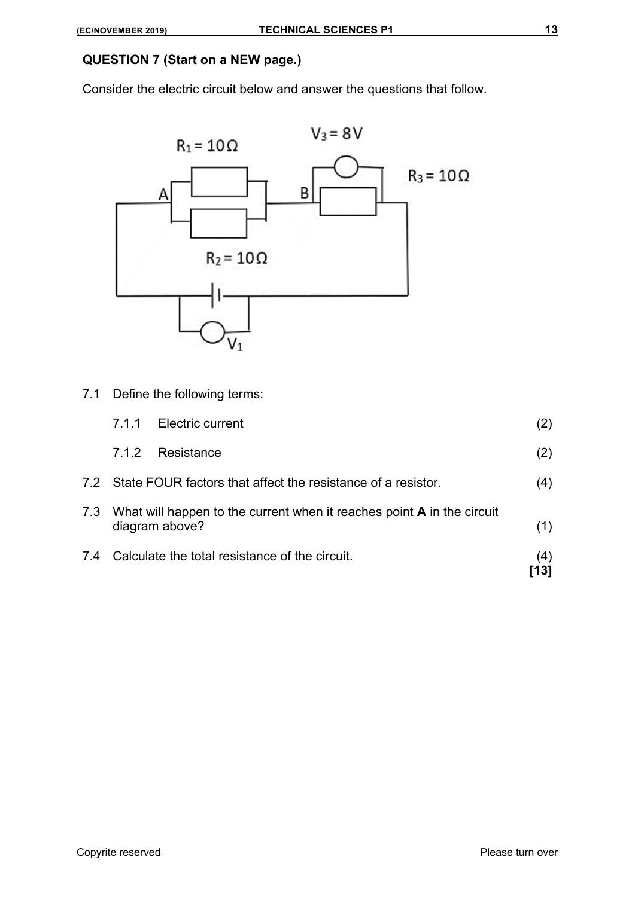## QUESTION 7 (Start on a NEW page.)

Consider the electric circuit below and answer the questions that follow.

$R_1 = 10\,\Omega$

$V_3 = 8\,V$

$R_3 = 10\,\Omega$

A

B

$R_2 = 10\,\Omega$

$V_1$

7.1 Define the following terms:

7.1.1 Electric current (2)

7.1.2 Resistance (2)

7.2 State FOUR factors that affect the resistance of a resistor. (4)

7.3 What will happen to the current when it reaches point **A** in the circuit diagram above? (1)

7.4 Calculate the total resistance of the circuit. (4)

**[13]**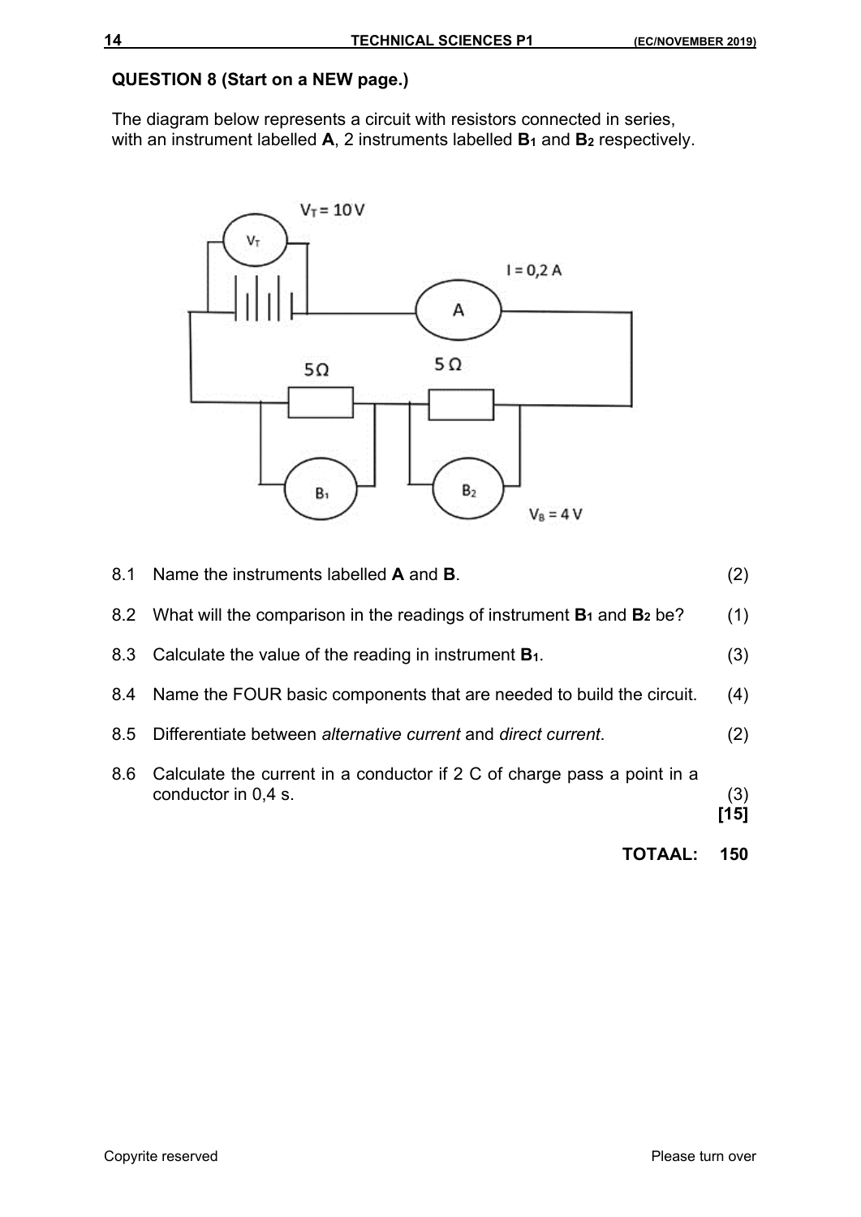**QUESTION 8 (Start on a NEW page.)**

The diagram below represents a circuit with resistors connected in series, with an instrument labelled **A**, 2 instruments labelled **B₁** and **B₂** respectively.

8.1 Name the instruments labelled **A** and **B**. (2)

8.2 What will the comparison in the readings of instrument **B₁** and **B₂** be? (1)

8.3 Calculate the value of the reading in instrument **B₁**. (3)

8.4 Name the FOUR basic components that are needed to build the circuit. (4)

8.5 Differentiate between *alternative current* and *direct current*. (2)

8.6 Calculate the current in a conductor if 2 C of charge pass a point in a conductor in 0,4 s. (3)

**[15]**

**TOTAAL: 150**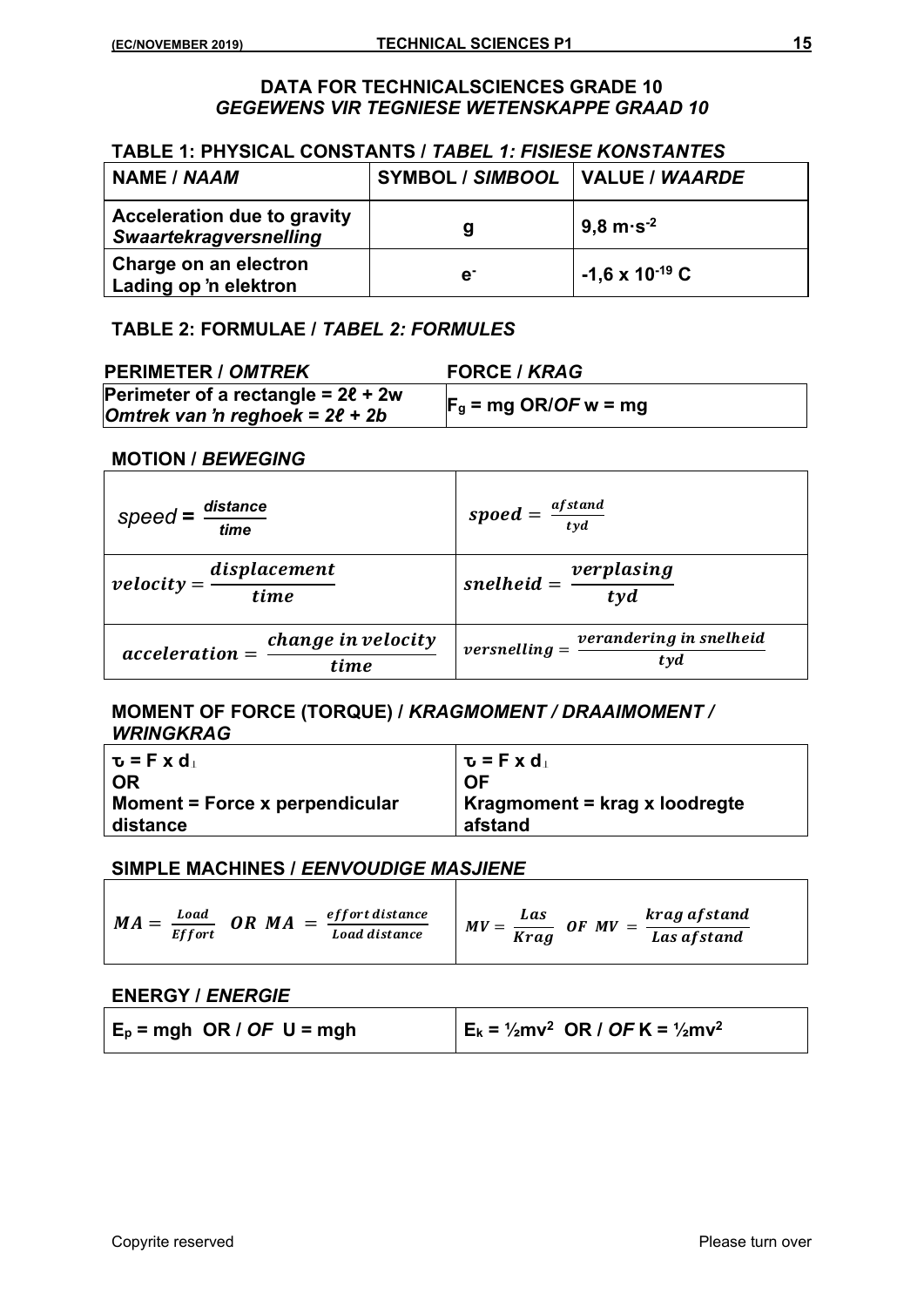# DATA FOR TECHNICALSCIENCES GRADE 10
## *GEGEWENS VIR TEGNIESE WETENSKAPPE GRAAD 10*

### TABLE 1: PHYSICAL CONSTANTS / *TABEL 1: FISIESE KONSTANTES*

| NAME / *NAAM* | SYMBOL / *SIMBOOL* | VALUE / *WAARDE* |
|---|---|---|
| **Acceleration due to gravity** *Swaartekragversnelling* | g | $9,8\ m\cdot s^{-2}$ |
| **Charge on an electron** **Lading op 'n elektron** | $e^-$ | $-1,6 \times 10^{-19}$ C |

### TABLE 2: FORMULAE / *TABEL 2: FORMULES*

| PERIMETER / *OMTREK* | FORCE / *KRAG* |
|---|---|
| **Perimeter of a rectangle = 2ℓ + 2w** *Omtrek van 'n reghoek = 2ℓ + 2b* | $F_g$ = mg OR/*OF* w = mg |

### MOTION / *BEWEGING*

| | |
|---|---|
| $speed = \frac{distance}{time}$ | $spoed = \frac{afstand}{tyd}$ |
| $velocity = \frac{displacement}{time}$ | $snelheid = \frac{verplasing}{tyd}$ |
| $acceleration = \frac{change\ in\ velocity}{time}$ | $versnelling = \frac{verandering\ in\ snelheid}{tyd}$ |

### MOMENT OF FORCE (TORQUE) / *KRAGMOMENT / DRAAIMOMENT / WRINGKRAG*

| | |
|---|---|
| $\tau = F \times d_{\perp}$ **OR** Moment = Force x perpendicular distance | $\tau = F \times d_{\perp}$ **OF** Kragmoment = krag x loodregte afstand |

### SIMPLE MACHINES / *EENVOUDIGE MASJIENE*

| | |
|---|---|
| $MA = \frac{Load}{Effort}\ \ OR\ \ MA = \frac{effort\ distance}{Load\ distance}$ | $MV = \frac{Las}{Krag}\ \ OF\ \ MV = \frac{krag\ afstand}{Las\ afstand}$ |

### ENERGY / *ENERGIE*

| | |
|---|---|
| $E_p$ = mgh OR / *OF* U = mgh | $E_k = \frac{1}{2}mv^2$ OR / *OF* $K = \frac{1}{2}mv^2$ |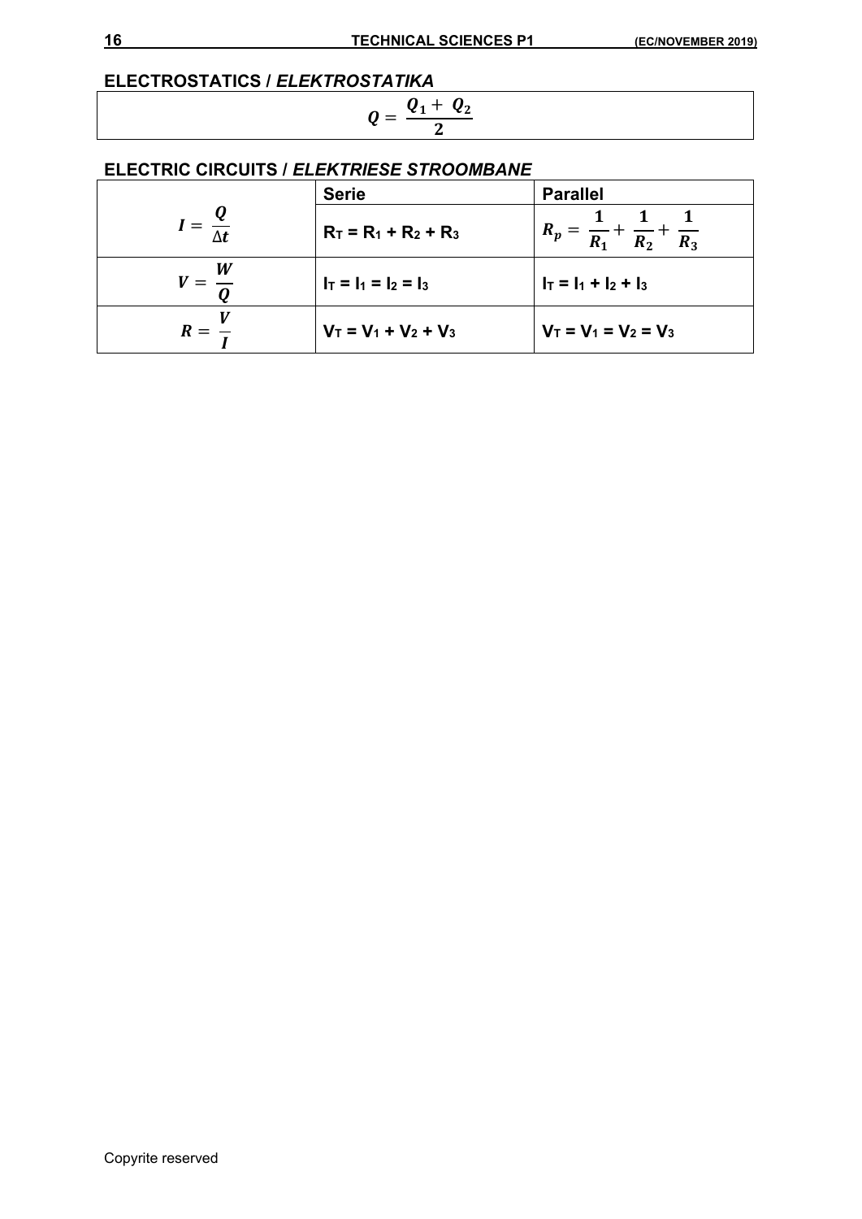## ELECTROSTATICS / *ELEKTROSTATIKA*

| |
|---|
| $Q = \frac{Q_1 + Q_2}{2}$ |

## ELECTRIC CIRCUITS / *ELEKTRIESE STROOMBANE*

| | Serie | Parallel |
|---|---|---|
| $I = \frac{Q}{\Delta t}$ | $R_T = R_1 + R_2 + R_3$ | $R_p = \frac{1}{R_1} + \frac{1}{R_2} + \frac{1}{R_3}$ |
| $V = \frac{W}{Q}$ | $I_T = I_1 = I_2 = I_3$ | $I_T = I_1 + I_2 + I_3$ |
| $R = \frac{V}{I}$ | $V_T = V_1 + V_2 + V_3$ | $V_T = V_1 = V_2 = V_3$ |

Copyrite reserved